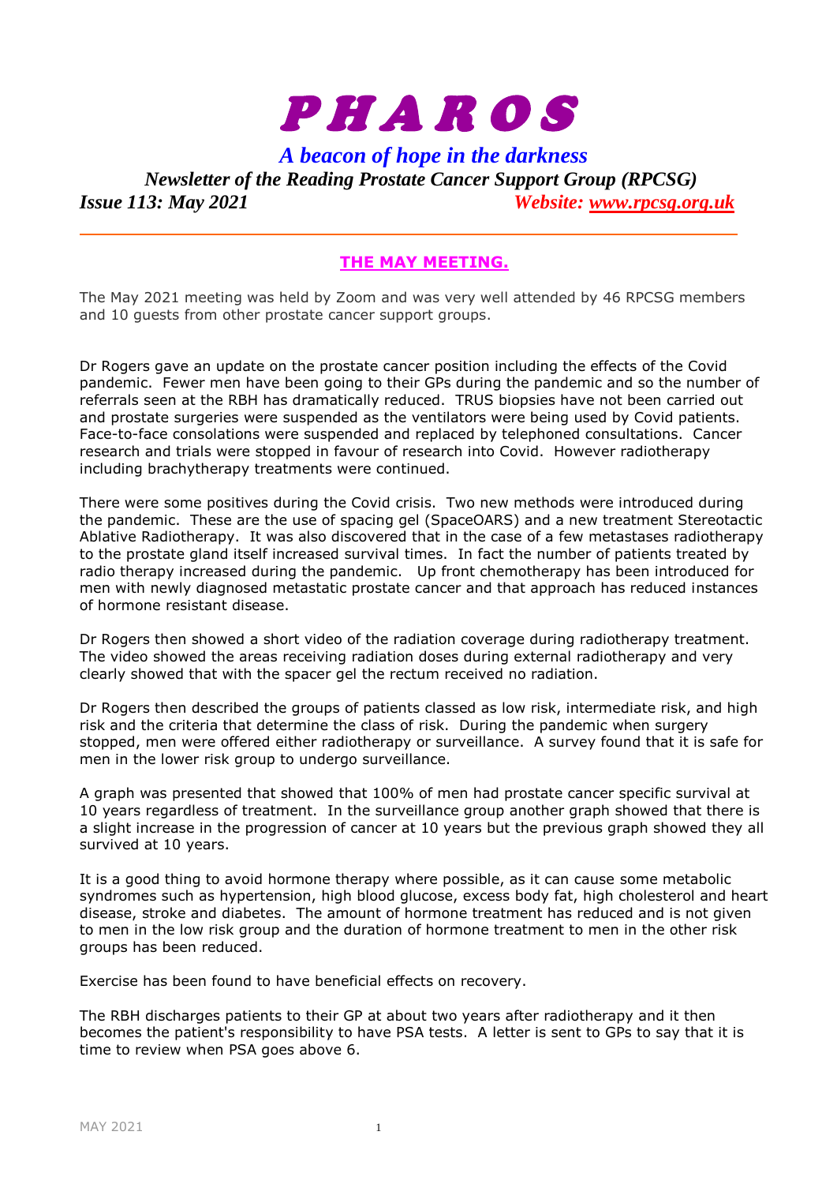# *PHAROS*

## *A beacon of hope in the darkness*

***Newsletter of the Reading Prostate Cancer Support Group (RPCSG)***

***Issue 113: May 2021*** ***Website: [www.rpcsg.org.uk](http://www.rpcsg.org.uk)***

---

## THE MAY MEETING.

The May 2021 meeting was held by Zoom and was very well attended by 46 RPCSG members and 10 guests from other prostate cancer support groups.

Dr Rogers gave an update on the prostate cancer position including the effects of the Covid pandemic. Fewer men have been going to their GPs during the pandemic and so the number of referrals seen at the RBH has dramatically reduced. TRUS biopsies have not been carried out and prostate surgeries were suspended as the ventilators were being used by Covid patients. Face-to-face consolations were suspended and replaced by telephoned consultations. Cancer research and trials were stopped in favour of research into Covid. However radiotherapy including brachytherapy treatments were continued.

There were some positives during the Covid crisis. Two new methods were introduced during the pandemic. These are the use of spacing gel (SpaceOARS) and a new treatment Stereotactic Ablative Radiotherapy. It was also discovered that in the case of a few metastases radiotherapy to the prostate gland itself increased survival times. In fact the number of patients treated by radio therapy increased during the pandemic. Up front chemotherapy has been introduced for men with newly diagnosed metastatic prostate cancer and that approach has reduced instances of hormone resistant disease.

Dr Rogers then showed a short video of the radiation coverage during radiotherapy treatment. The video showed the areas receiving radiation doses during external radiotherapy and very clearly showed that with the spacer gel the rectum received no radiation.

Dr Rogers then described the groups of patients classed as low risk, intermediate risk, and high risk and the criteria that determine the class of risk. During the pandemic when surgery stopped, men were offered either radiotherapy or surveillance. A survey found that it is safe for men in the lower risk group to undergo surveillance.

A graph was presented that showed that 100% of men had prostate cancer specific survival at 10 years regardless of treatment. In the surveillance group another graph showed that there is a slight increase in the progression of cancer at 10 years but the previous graph showed they all survived at 10 years.

It is a good thing to avoid hormone therapy where possible, as it can cause some metabolic syndromes such as hypertension, high blood glucose, excess body fat, high cholesterol and heart disease, stroke and diabetes. The amount of hormone treatment has reduced and is not given to men in the low risk group and the duration of hormone treatment to men in the other risk groups has been reduced.

Exercise has been found to have beneficial effects on recovery.

The RBH discharges patients to their GP at about two years after radiotherapy and it then becomes the patient's responsibility to have PSA tests. A letter is sent to GPs to say that it is time to review when PSA goes above 6.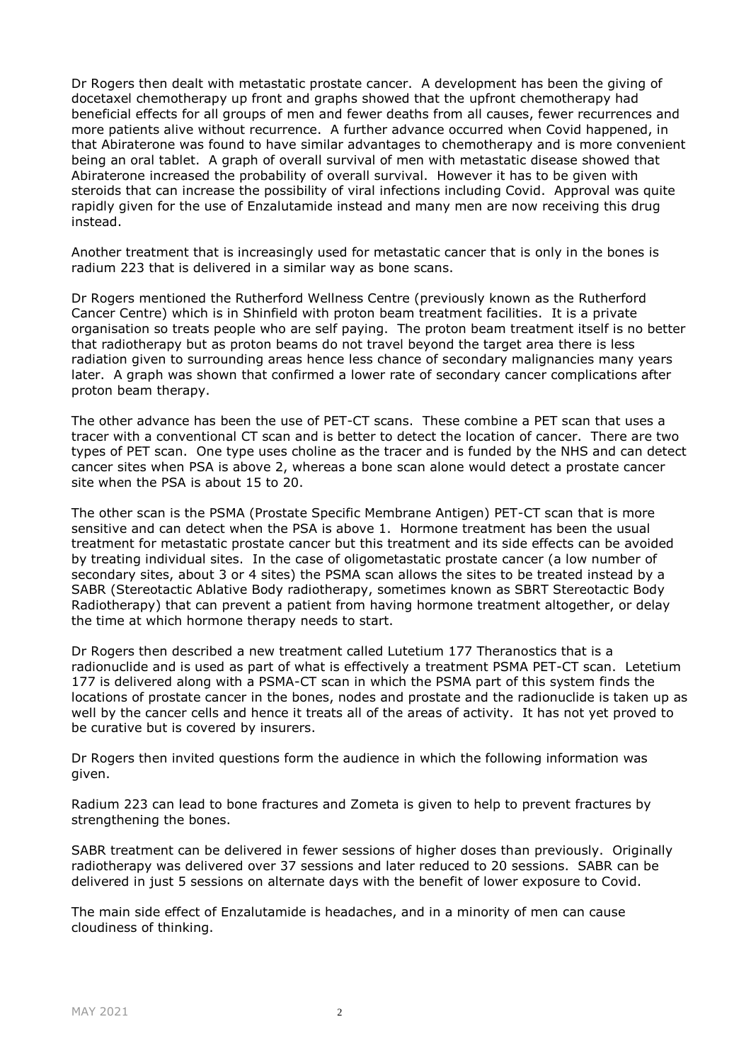Dr Rogers then dealt with metastatic prostate cancer. A development has been the giving of docetaxel chemotherapy up front and graphs showed that the upfront chemotherapy had beneficial effects for all groups of men and fewer deaths from all causes, fewer recurrences and more patients alive without recurrence. A further advance occurred when Covid happened, in that Abiraterone was found to have similar advantages to chemotherapy and is more convenient being an oral tablet. A graph of overall survival of men with metastatic disease showed that Abiraterone increased the probability of overall survival. However it has to be given with steroids that can increase the possibility of viral infections including Covid. Approval was quite rapidly given for the use of Enzalutamide instead and many men are now receiving this drug instead.

Another treatment that is increasingly used for metastatic cancer that is only in the bones is radium 223 that is delivered in a similar way as bone scans.

Dr Rogers mentioned the Rutherford Wellness Centre (previously known as the Rutherford Cancer Centre) which is in Shinfield with proton beam treatment facilities. It is a private organisation so treats people who are self paying. The proton beam treatment itself is no better that radiotherapy but as proton beams do not travel beyond the target area there is less radiation given to surrounding areas hence less chance of secondary malignancies many years later. A graph was shown that confirmed a lower rate of secondary cancer complications after proton beam therapy.

The other advance has been the use of PET-CT scans. These combine a PET scan that uses a tracer with a conventional CT scan and is better to detect the location of cancer. There are two types of PET scan. One type uses choline as the tracer and is funded by the NHS and can detect cancer sites when PSA is above 2, whereas a bone scan alone would detect a prostate cancer site when the PSA is about 15 to 20.

The other scan is the PSMA (Prostate Specific Membrane Antigen) PET-CT scan that is more sensitive and can detect when the PSA is above 1. Hormone treatment has been the usual treatment for metastatic prostate cancer but this treatment and its side effects can be avoided by treating individual sites. In the case of oligometastatic prostate cancer (a low number of secondary sites, about 3 or 4 sites) the PSMA scan allows the sites to be treated instead by a SABR (Stereotactic Ablative Body radiotherapy, sometimes known as SBRT Stereotactic Body Radiotherapy) that can prevent a patient from having hormone treatment altogether, or delay the time at which hormone therapy needs to start.

Dr Rogers then described a new treatment called Lutetium 177 Theranostics that is a radionuclide and is used as part of what is effectively a treatment PSMA PET-CT scan. Letetium 177 is delivered along with a PSMA-CT scan in which the PSMA part of this system finds the locations of prostate cancer in the bones, nodes and prostate and the radionuclide is taken up as well by the cancer cells and hence it treats all of the areas of activity. It has not yet proved to be curative but is covered by insurers.

Dr Rogers then invited questions form the audience in which the following information was given.

Radium 223 can lead to bone fractures and Zometa is given to help to prevent fractures by strengthening the bones.

SABR treatment can be delivered in fewer sessions of higher doses than previously. Originally radiotherapy was delivered over 37 sessions and later reduced to 20 sessions. SABR can be delivered in just 5 sessions on alternate days with the benefit of lower exposure to Covid.

The main side effect of Enzalutamide is headaches, and in a minority of men can cause cloudiness of thinking.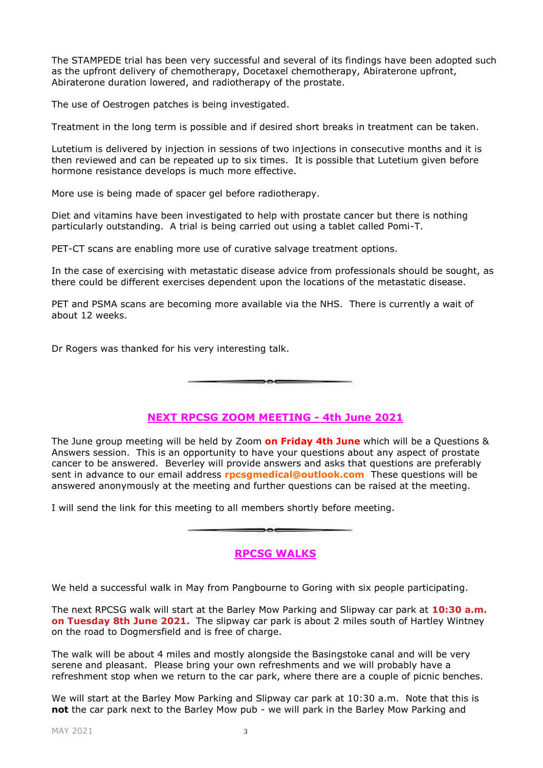The STAMPEDE trial has been very successful and several of its findings have been adopted such as the upfront delivery of chemotherapy, Docetaxel chemotherapy, Abiraterone upfront, Abiraterone duration lowered, and radiotherapy of the prostate.

The use of Oestrogen patches is being investigated.

Treatment in the long term is possible and if desired short breaks in treatment can be taken.

Lutetium is delivered by injection in sessions of two injections in consecutive months and it is then reviewed and can be repeated up to six times. It is possible that Lutetium given before hormone resistance develops is much more effective.

More use is being made of spacer gel before radiotherapy.

Diet and vitamins have been investigated to help with prostate cancer but there is nothing particularly outstanding. A trial is being carried out using a tablet called Pomi-T.

PET-CT scans are enabling more use of curative salvage treatment options.

In the case of exercising with metastatic disease advice from professionals should be sought, as there could be different exercises dependent upon the locations of the metastatic disease.

PET and PSMA scans are becoming more available via the NHS. There is currently a wait of about 12 weeks.

Dr Rogers was thanked for his very interesting talk.

## NEXT RPCSG ZOOM MEETING - 4th June 2021

The June group meeting will be held by Zoom **on Friday 4th June** which will be a Questions & Answers session. This is an opportunity to have your questions about any aspect of prostate cancer to be answered. Beverley will provide answers and asks that questions are preferably sent in advance to our email address **rpcsgmedical@outlook.com** These questions will be answered anonymously at the meeting and further questions can be raised at the meeting.

I will send the link for this meeting to all members shortly before meeting.

## RPCSG WALKS

We held a successful walk in May from Pangbourne to Goring with six people participating.

The next RPCSG walk will start at the Barley Mow Parking and Slipway car park at **10:30 a.m. on Tuesday 8th June 2021.** The slipway car park is about 2 miles south of Hartley Wintney on the road to Dogmersfield and is free of charge.

The walk will be about 4 miles and mostly alongside the Basingstoke canal and will be very serene and pleasant. Please bring your own refreshments and we will probably have a refreshment stop when we return to the car park, where there are a couple of picnic benches.

We will start at the Barley Mow Parking and Slipway car park at 10:30 a.m. Note that this is **not** the car park next to the Barley Mow pub - we will park in the Barley Mow Parking and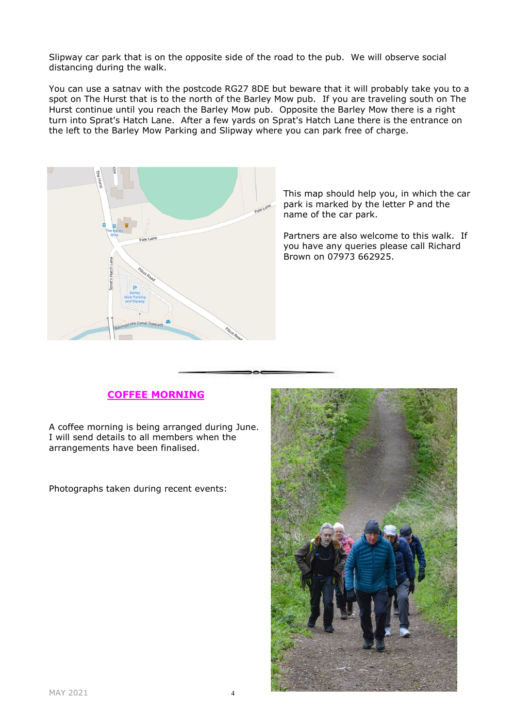Slipway car park that is on the opposite side of the road to the pub.  We will observe social distancing during the walk.

You can use a satnav with the postcode RG27 8DE but beware that it will probably take you to a spot on The Hurst that is to the north of the Barley Mow pub.  If you are traveling south on The Hurst continue until you reach the Barley Mow pub.  Opposite the Barley Mow there is a right turn into Sprat's Hatch Lane.  After a few yards on Sprat's Hatch Lane there is the entrance on the left to the Barley Mow Parking and Slipway where you can park free of charge.

This map should help you, in which the car park is marked by the letter P and the name of the car park.

Partners are also welcome to this walk.  If you have any queries please call Richard Brown on 07973 662925.

## COFFEE MORNING

A coffee morning is being arranged during June. I will send details to all members when the arrangements have been finalised.

Photographs taken during recent events: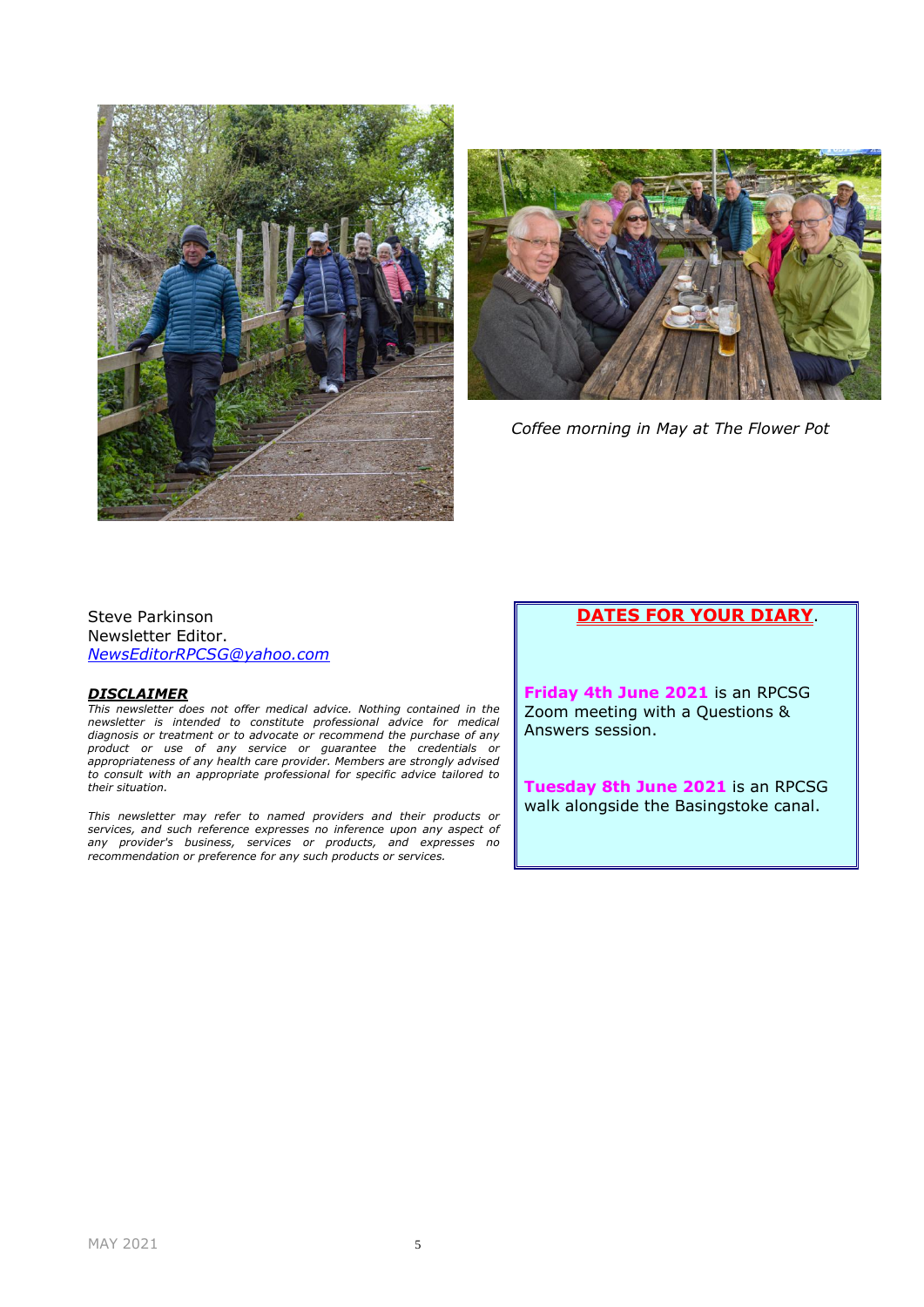*Coffee morning in May at The Flower Pot*

Steve Parkinson
Newsletter Editor.
*NewsEditorRPCSG@yahoo.com*

***DISCLAIMER***

*This newsletter does not offer medical advice. Nothing contained in the newsletter is intended to constitute professional advice for medical diagnosis or treatment or to advocate or recommend the purchase of any product or use of any service or guarantee the credentials or appropriateness of any health care provider. Members are strongly advised to consult with an appropriate professional for specific advice tailored to their situation.*

*This newsletter may refer to named providers and their products or services, and such reference expresses no inference upon any aspect of any provider's business, services or products, and expresses no recommendation or preference for any such products or services.*

## DATES FOR YOUR DIARY.

**Friday 4th June 2021** is an RPCSG Zoom meeting with a Questions & Answers session.

**Tuesday 8th June 2021** is an RPCSG walk alongside the Basingstoke canal.